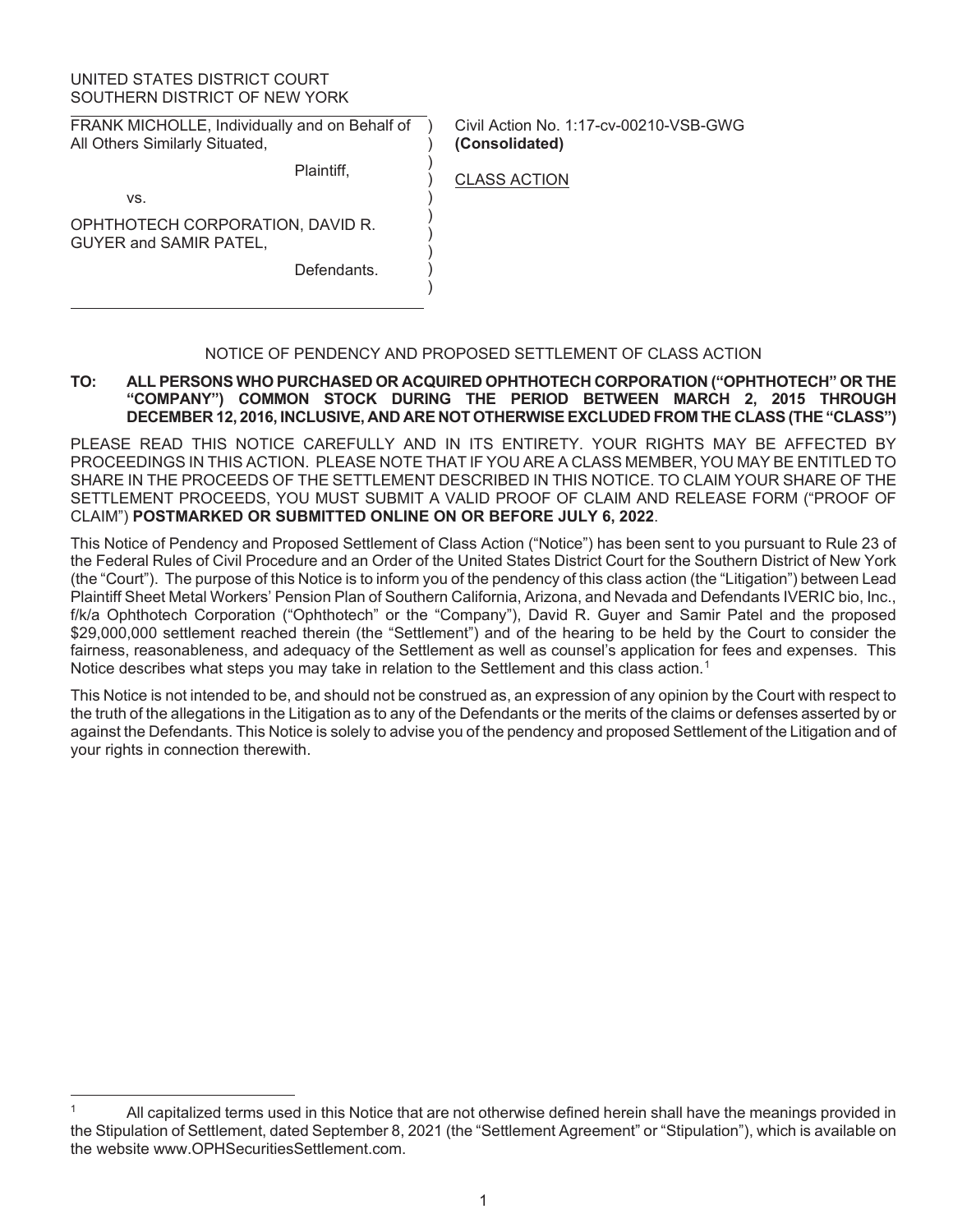UNITED STATES DISTRICT COURT
SOUTHERN DISTRICT OF NEW YORK

| | |
|---|---|
| FRANK MICHOLLE, Individually and on Behalf of All Others Similarly Situated,<br><br>Plaintiff,<br><br>vs.<br><br>OPHTHOTECH CORPORATION, DAVID R. GUYER and SAMIR PATEL,<br><br>Defendants. | Civil Action No. 1:17-cv-00210-VSB-GWG<br>**(Consolidated)**<br><br>CLASS ACTION |

NOTICE OF PENDENCY AND PROPOSED SETTLEMENT OF CLASS ACTION

**TO: ALL PERSONS WHO PURCHASED OR ACQUIRED OPHTHOTECH CORPORATION ("OPHTHOTECH" OR THE "COMPANY") COMMON STOCK DURING THE PERIOD BETWEEN MARCH 2, 2015 THROUGH DECEMBER 12, 2016, INCLUSIVE, AND ARE NOT OTHERWISE EXCLUDED FROM THE CLASS (THE "CLASS")**

PLEASE READ THIS NOTICE CAREFULLY AND IN ITS ENTIRETY. YOUR RIGHTS MAY BE AFFECTED BY PROCEEDINGS IN THIS ACTION. PLEASE NOTE THAT IF YOU ARE A CLASS MEMBER, YOU MAY BE ENTITLED TO SHARE IN THE PROCEEDS OF THE SETTLEMENT DESCRIBED IN THIS NOTICE. TO CLAIM YOUR SHARE OF THE SETTLEMENT PROCEEDS, YOU MUST SUBMIT A VALID PROOF OF CLAIM AND RELEASE FORM ("PROOF OF CLAIM") **POSTMARKED OR SUBMITTED ONLINE ON OR BEFORE JULY 6, 2022**.

This Notice of Pendency and Proposed Settlement of Class Action ("Notice") has been sent to you pursuant to Rule 23 of the Federal Rules of Civil Procedure and an Order of the United States District Court for the Southern District of New York (the "Court"). The purpose of this Notice is to inform you of the pendency of this class action (the "Litigation") between Lead Plaintiff Sheet Metal Workers' Pension Plan of Southern California, Arizona, and Nevada and Defendants IVERIC bio, Inc., f/k/a Ophthotech Corporation ("Ophthotech" or the "Company"), David R. Guyer and Samir Patel and the proposed $29,000,000 settlement reached therein (the "Settlement") and of the hearing to be held by the Court to consider the fairness, reasonableness, and adequacy of the Settlement as well as counsel's application for fees and expenses. This Notice describes what steps you may take in relation to the Settlement and this class action.[1]

This Notice is not intended to be, and should not be construed as, an expression of any opinion by the Court with respect to the truth of the allegations in the Litigation as to any of the Defendants or the merits of the claims or defenses asserted by or against the Defendants. This Notice is solely to advise you of the pendency and proposed Settlement of the Litigation and of your rights in connection therewith.

[1] All capitalized terms used in this Notice that are not otherwise defined herein shall have the meanings provided in the Stipulation of Settlement, dated September 8, 2021 (the "Settlement Agreement" or "Stipulation"), which is available on the website www.OPHSecuritiesSettlement.com.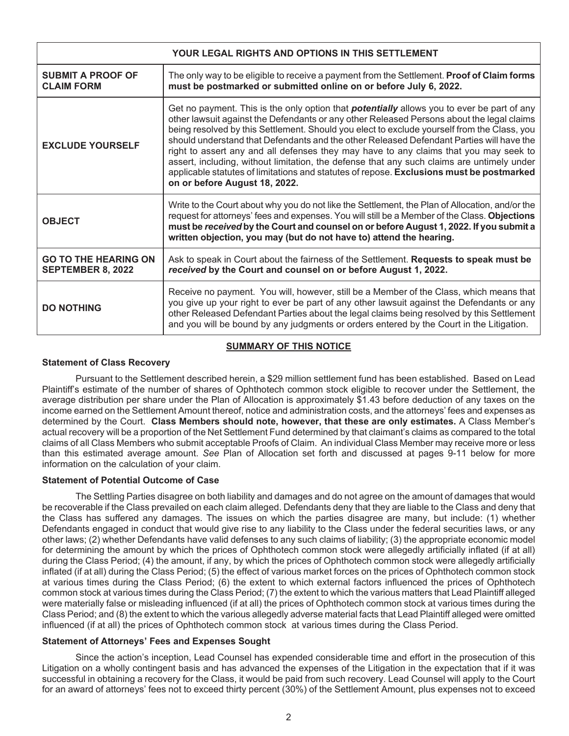| YOUR LEGAL RIGHTS AND OPTIONS IN THIS SETTLEMENT | |
|---|---|
| **SUBMIT A PROOF OF CLAIM FORM** | The only way to be eligible to receive a payment from the Settlement. **Proof of Claim forms must be postmarked or submitted online on or before July 6, 2022.** |
| **EXCLUDE YOURSELF** | Get no payment. This is the only option that ***potentially*** allows you to ever be part of any other lawsuit against the Defendants or any other Released Persons about the legal claims being resolved by this Settlement. Should you elect to exclude yourself from the Class, you should understand that Defendants and the other Released Defendant Parties will have the right to assert any and all defenses they may have to any claims that you may seek to assert, including, without limitation, the defense that any such claims are untimely under applicable statutes of limitations and statutes of repose. **Exclusions must be postmarked on or before August 18, 2022.** |
| **OBJECT** | Write to the Court about why you do not like the Settlement, the Plan of Allocation, and/or the request for attorneys' fees and expenses. You will still be a Member of the Class. **Objections must be *received* by the Court and counsel on or before August 1, 2022. If you submit a written objection, you may (but do not have to) attend the hearing.** |
| **GO TO THE HEARING ON SEPTEMBER 8, 2022** | Ask to speak in Court about the fairness of the Settlement. **Requests to speak must be *received* by the Court and counsel on or before August 1, 2022.** |
| **DO NOTHING** | Receive no payment. You will, however, still be a Member of the Class, which means that you give up your right to ever be part of any other lawsuit against the Defendants or any other Released Defendant Parties about the legal claims being resolved by this Settlement and you will be bound by any judgments or orders entered by the Court in the Litigation. |

## SUMMARY OF THIS NOTICE

### Statement of Class Recovery

Pursuant to the Settlement described herein, a $29 million settlement fund has been established. Based on Lead Plaintiff's estimate of the number of shares of Ophthotech common stock eligible to recover under the Settlement, the average distribution per share under the Plan of Allocation is approximately $1.43 before deduction of any taxes on the income earned on the Settlement Amount thereof, notice and administration costs, and the attorneys' fees and expenses as determined by the Court. **Class Members should note, however, that these are only estimates.** A Class Member's actual recovery will be a proportion of the Net Settlement Fund determined by that claimant's claims as compared to the total claims of all Class Members who submit acceptable Proofs of Claim. An individual Class Member may receive more or less than this estimated average amount. *See* Plan of Allocation set forth and discussed at pages 9-11 below for more information on the calculation of your claim.

### Statement of Potential Outcome of Case

The Settling Parties disagree on both liability and damages and do not agree on the amount of damages that would be recoverable if the Class prevailed on each claim alleged. Defendants deny that they are liable to the Class and deny that the Class has suffered any damages. The issues on which the parties disagree are many, but include: (1) whether Defendants engaged in conduct that would give rise to any liability to the Class under the federal securities laws, or any other laws; (2) whether Defendants have valid defenses to any such claims of liability; (3) the appropriate economic model for determining the amount by which the prices of Ophthotech common stock were allegedly artificially inflated (if at all) during the Class Period; (4) the amount, if any, by which the prices of Ophthotech common stock were allegedly artificially inflated (if at all) during the Class Period; (5) the effect of various market forces on the prices of Ophthotech common stock at various times during the Class Period; (6) the extent to which external factors influenced the prices of Ophthotech common stock at various times during the Class Period; (7) the extent to which the various matters that Lead Plaintiff alleged were materially false or misleading influenced (if at all) the prices of Ophthotech common stock at various times during the Class Period; and (8) the extent to which the various allegedly adverse material facts that Lead Plaintiff alleged were omitted influenced (if at all) the prices of Ophthotech common stock at various times during the Class Period.

### Statement of Attorneys' Fees and Expenses Sought

Since the action's inception, Lead Counsel has expended considerable time and effort in the prosecution of this Litigation on a wholly contingent basis and has advanced the expenses of the Litigation in the expectation that if it was successful in obtaining a recovery for the Class, it would be paid from such recovery. Lead Counsel will apply to the Court for an award of attorneys' fees not to exceed thirty percent (30%) of the Settlement Amount, plus expenses not to exceed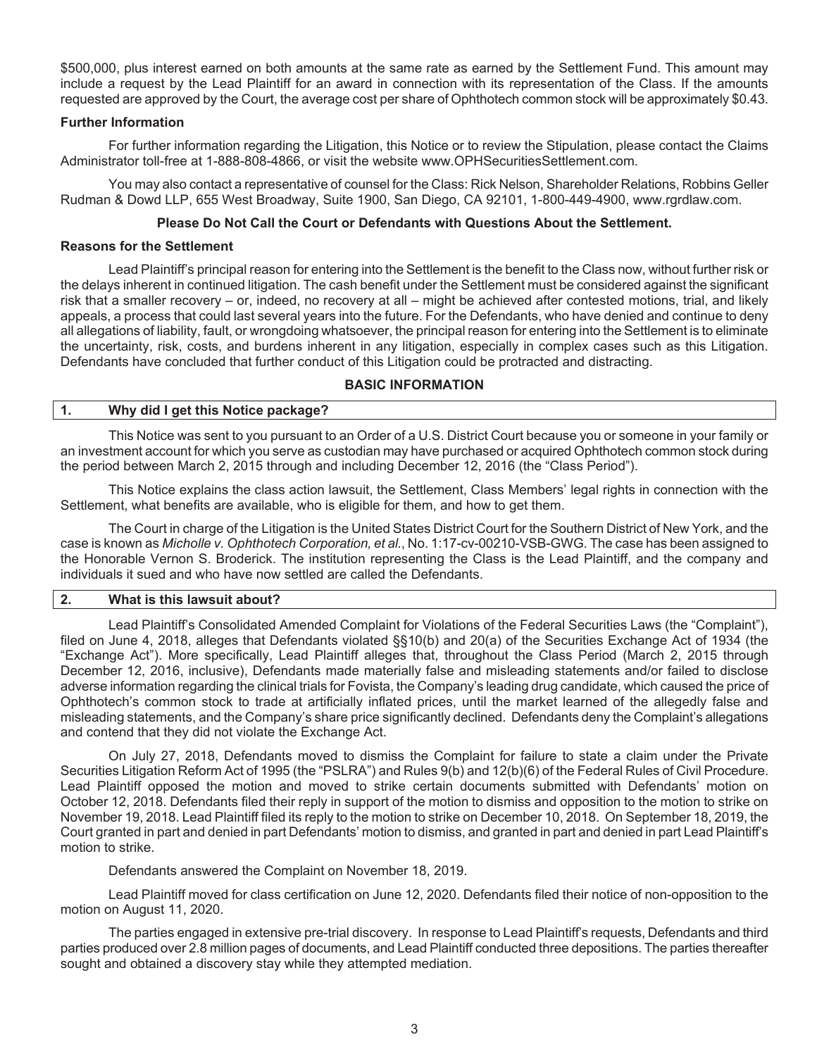$500,000, plus interest earned on both amounts at the same rate as earned by the Settlement Fund. This amount may include a request by the Lead Plaintiff for an award in connection with its representation of the Class. If the amounts requested are approved by the Court, the average cost per share of Ophthotech common stock will be approximately $0.43.

### Further Information

For further information regarding the Litigation, this Notice or to review the Stipulation, please contact the Claims Administrator toll-free at 1-888-808-4866, or visit the website www.OPHSecuritiesSettlement.com.

You may also contact a representative of counsel for the Class: Rick Nelson, Shareholder Relations, Robbins Geller Rudman & Dowd LLP, 655 West Broadway, Suite 1900, San Diego, CA 92101, 1-800-449-4900, www.rgrdlaw.com.

**Please Do Not Call the Court or Defendants with Questions About the Settlement.**

### Reasons for the Settlement

Lead Plaintiff's principal reason for entering into the Settlement is the benefit to the Class now, without further risk or the delays inherent in continued litigation. The cash benefit under the Settlement must be considered against the significant risk that a smaller recovery – or, indeed, no recovery at all – might be achieved after contested motions, trial, and likely appeals, a process that could last several years into the future. For the Defendants, who have denied and continue to deny all allegations of liability, fault, or wrongdoing whatsoever, the principal reason for entering into the Settlement is to eliminate the uncertainty, risk, costs, and burdens inherent in any litigation, especially in complex cases such as this Litigation. Defendants have concluded that further conduct of this Litigation could be protracted and distracting.

## BASIC INFORMATION

### 1. Why did I get this Notice package?

This Notice was sent to you pursuant to an Order of a U.S. District Court because you or someone in your family or an investment account for which you serve as custodian may have purchased or acquired Ophthotech common stock during the period between March 2, 2015 through and including December 12, 2016 (the "Class Period").

This Notice explains the class action lawsuit, the Settlement, Class Members' legal rights in connection with the Settlement, what benefits are available, who is eligible for them, and how to get them.

The Court in charge of the Litigation is the United States District Court for the Southern District of New York, and the case is known as *Micholle v. Ophthotech Corporation, et al.*, No. 1:17-cv-00210-VSB-GWG. The case has been assigned to the Honorable Vernon S. Broderick. The institution representing the Class is the Lead Plaintiff, and the company and individuals it sued and who have now settled are called the Defendants.

### 2. What is this lawsuit about?

Lead Plaintiff's Consolidated Amended Complaint for Violations of the Federal Securities Laws (the "Complaint"), filed on June 4, 2018, alleges that Defendants violated §§10(b) and 20(a) of the Securities Exchange Act of 1934 (the "Exchange Act"). More specifically, Lead Plaintiff alleges that, throughout the Class Period (March 2, 2015 through December 12, 2016, inclusive), Defendants made materially false and misleading statements and/or failed to disclose adverse information regarding the clinical trials for Fovista, the Company's leading drug candidate, which caused the price of Ophthotech's common stock to trade at artificially inflated prices, until the market learned of the allegedly false and misleading statements, and the Company's share price significantly declined. Defendants deny the Complaint's allegations and contend that they did not violate the Exchange Act.

On July 27, 2018, Defendants moved to dismiss the Complaint for failure to state a claim under the Private Securities Litigation Reform Act of 1995 (the "PSLRA") and Rules 9(b) and 12(b)(6) of the Federal Rules of Civil Procedure. Lead Plaintiff opposed the motion and moved to strike certain documents submitted with Defendants' motion on October 12, 2018. Defendants filed their reply in support of the motion to dismiss and opposition to the motion to strike on November 19, 2018. Lead Plaintiff filed its reply to the motion to strike on December 10, 2018. On September 18, 2019, the Court granted in part and denied in part Defendants' motion to dismiss, and granted in part and denied in part Lead Plaintiff's motion to strike.

Defendants answered the Complaint on November 18, 2019.

Lead Plaintiff moved for class certification on June 12, 2020. Defendants filed their notice of non-opposition to the motion on August 11, 2020.

The parties engaged in extensive pre-trial discovery. In response to Lead Plaintiff's requests, Defendants and third parties produced over 2.8 million pages of documents, and Lead Plaintiff conducted three depositions. The parties thereafter sought and obtained a discovery stay while they attempted mediation.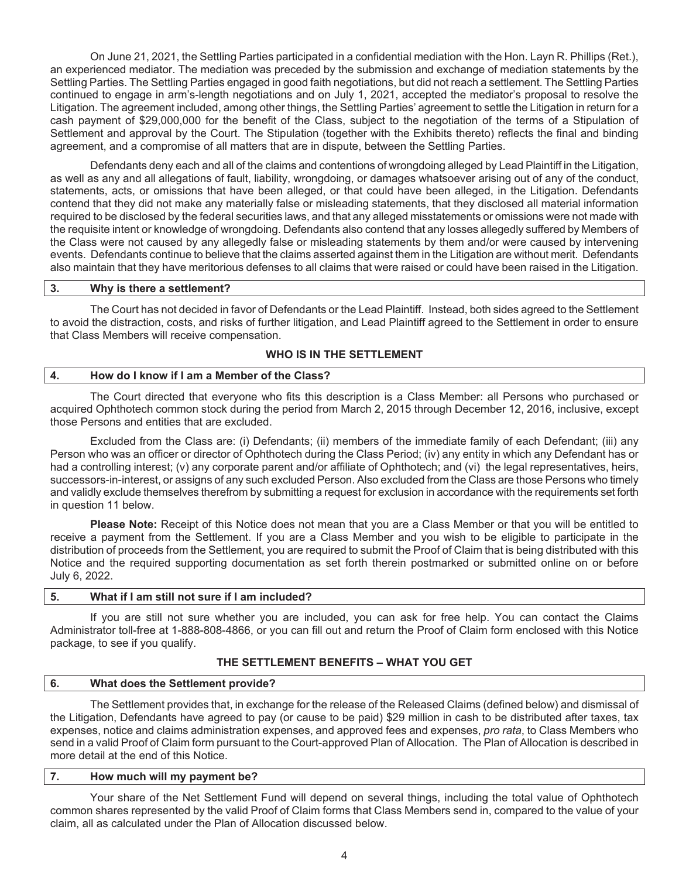On June 21, 2021, the Settling Parties participated in a confidential mediation with the Hon. Layn R. Phillips (Ret.), an experienced mediator. The mediation was preceded by the submission and exchange of mediation statements by the Settling Parties. The Settling Parties engaged in good faith negotiations, but did not reach a settlement. The Settling Parties continued to engage in arm's-length negotiations and on July 1, 2021, accepted the mediator's proposal to resolve the Litigation. The agreement included, among other things, the Settling Parties' agreement to settle the Litigation in return for a cash payment of $29,000,000 for the benefit of the Class, subject to the negotiation of the terms of a Stipulation of Settlement and approval by the Court. The Stipulation (together with the Exhibits thereto) reflects the final and binding agreement, and a compromise of all matters that are in dispute, between the Settling Parties.

Defendants deny each and all of the claims and contentions of wrongdoing alleged by Lead Plaintiff in the Litigation, as well as any and all allegations of fault, liability, wrongdoing, or damages whatsoever arising out of any of the conduct, statements, acts, or omissions that have been alleged, or that could have been alleged, in the Litigation. Defendants contend that they did not make any materially false or misleading statements, that they disclosed all material information required to be disclosed by the federal securities laws, and that any alleged misstatements or omissions were not made with the requisite intent or knowledge of wrongdoing. Defendants also contend that any losses allegedly suffered by Members of the Class were not caused by any allegedly false or misleading statements by them and/or were caused by intervening events. Defendants continue to believe that the claims asserted against them in the Litigation are without merit. Defendants also maintain that they have meritorious defenses to all claims that were raised or could have been raised in the Litigation.

### 3. Why is there a settlement?

The Court has not decided in favor of Defendants or the Lead Plaintiff. Instead, both sides agreed to the Settlement to avoid the distraction, costs, and risks of further litigation, and Lead Plaintiff agreed to the Settlement in order to ensure that Class Members will receive compensation.

## WHO IS IN THE SETTLEMENT

### 4. How do I know if I am a Member of the Class?

The Court directed that everyone who fits this description is a Class Member: all Persons who purchased or acquired Ophthotech common stock during the period from March 2, 2015 through December 12, 2016, inclusive, except those Persons and entities that are excluded.

Excluded from the Class are: (i) Defendants; (ii) members of the immediate family of each Defendant; (iii) any Person who was an officer or director of Ophthotech during the Class Period; (iv) any entity in which any Defendant has or had a controlling interest; (v) any corporate parent and/or affiliate of Ophthotech; and (vi) the legal representatives, heirs, successors-in-interest, or assigns of any such excluded Person. Also excluded from the Class are those Persons who timely and validly exclude themselves therefrom by submitting a request for exclusion in accordance with the requirements set forth in question 11 below.

**Please Note:** Receipt of this Notice does not mean that you are a Class Member or that you will be entitled to receive a payment from the Settlement. If you are a Class Member and you wish to be eligible to participate in the distribution of proceeds from the Settlement, you are required to submit the Proof of Claim that is being distributed with this Notice and the required supporting documentation as set forth therein postmarked or submitted online on or before July 6, 2022.

### 5. What if I am still not sure if I am included?

If you are still not sure whether you are included, you can ask for free help. You can contact the Claims Administrator toll-free at 1-888-808-4866, or you can fill out and return the Proof of Claim form enclosed with this Notice package, to see if you qualify.

## THE SETTLEMENT BENEFITS – WHAT YOU GET

### 6. What does the Settlement provide?

The Settlement provides that, in exchange for the release of the Released Claims (defined below) and dismissal of the Litigation, Defendants have agreed to pay (or cause to be paid) $29 million in cash to be distributed after taxes, tax expenses, notice and claims administration expenses, and approved fees and expenses, *pro rata*, to Class Members who send in a valid Proof of Claim form pursuant to the Court-approved Plan of Allocation. The Plan of Allocation is described in more detail at the end of this Notice.

### 7. How much will my payment be?

Your share of the Net Settlement Fund will depend on several things, including the total value of Ophthotech common shares represented by the valid Proof of Claim forms that Class Members send in, compared to the value of your claim, all as calculated under the Plan of Allocation discussed below.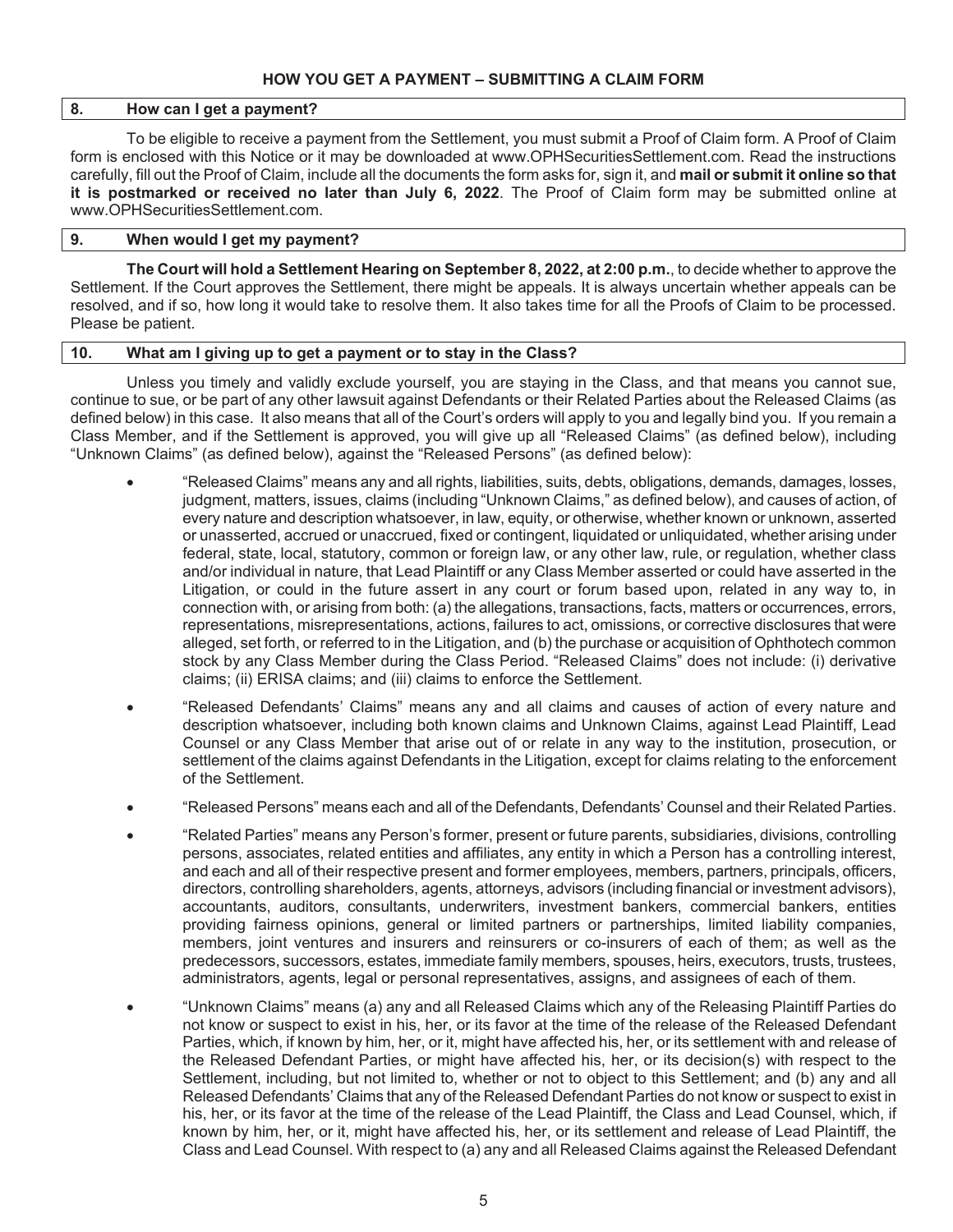## HOW YOU GET A PAYMENT – SUBMITTING A CLAIM FORM

### 8. How can I get a payment?

To be eligible to receive a payment from the Settlement, you must submit a Proof of Claim form. A Proof of Claim form is enclosed with this Notice or it may be downloaded at www.OPHSecuritiesSettlement.com. Read the instructions carefully, fill out the Proof of Claim, include all the documents the form asks for, sign it, and **mail or submit it online so that it is postmarked or received no later than July 6, 2022**. The Proof of Claim form may be submitted online at www.OPHSecuritiesSettlement.com.

### 9. When would I get my payment?

**The Court will hold a Settlement Hearing on September 8, 2022, at 2:00 p.m.**, to decide whether to approve the Settlement. If the Court approves the Settlement, there might be appeals. It is always uncertain whether appeals can be resolved, and if so, how long it would take to resolve them. It also takes time for all the Proofs of Claim to be processed. Please be patient.

### 10. What am I giving up to get a payment or to stay in the Class?

Unless you timely and validly exclude yourself, you are staying in the Class, and that means you cannot sue, continue to sue, or be part of any other lawsuit against Defendants or their Related Parties about the Released Claims (as defined below) in this case. It also means that all of the Court's orders will apply to you and legally bind you. If you remain a Class Member, and if the Settlement is approved, you will give up all "Released Claims" (as defined below), including "Unknown Claims" (as defined below), against the "Released Persons" (as defined below):

- "Released Claims" means any and all rights, liabilities, suits, debts, obligations, demands, damages, losses, judgment, matters, issues, claims (including "Unknown Claims," as defined below), and causes of action, of every nature and description whatsoever, in law, equity, or otherwise, whether known or unknown, asserted or unasserted, accrued or unaccrued, fixed or contingent, liquidated or unliquidated, whether arising under federal, state, local, statutory, common or foreign law, or any other law, rule, or regulation, whether class and/or individual in nature, that Lead Plaintiff or any Class Member asserted or could have asserted in the Litigation, or could in the future assert in any court or forum based upon, related in any way to, in connection with, or arising from both: (a) the allegations, transactions, facts, matters or occurrences, errors, representations, misrepresentations, actions, failures to act, omissions, or corrective disclosures that were alleged, set forth, or referred to in the Litigation, and (b) the purchase or acquisition of Ophthotech common stock by any Class Member during the Class Period. "Released Claims" does not include: (i) derivative claims; (ii) ERISA claims; and (iii) claims to enforce the Settlement.
- "Released Defendants' Claims" means any and all claims and causes of action of every nature and description whatsoever, including both known claims and Unknown Claims, against Lead Plaintiff, Lead Counsel or any Class Member that arise out of or relate in any way to the institution, prosecution, or settlement of the claims against Defendants in the Litigation, except for claims relating to the enforcement of the Settlement.
- "Released Persons" means each and all of the Defendants, Defendants' Counsel and their Related Parties.
- "Related Parties" means any Person's former, present or future parents, subsidiaries, divisions, controlling persons, associates, related entities and affiliates, any entity in which a Person has a controlling interest, and each and all of their respective present and former employees, members, partners, principals, officers, directors, controlling shareholders, agents, attorneys, advisors (including financial or investment advisors), accountants, auditors, consultants, underwriters, investment bankers, commercial bankers, entities providing fairness opinions, general or limited partners or partnerships, limited liability companies, members, joint ventures and insurers and reinsurers or co-insurers of each of them; as well as the predecessors, successors, estates, immediate family members, spouses, heirs, executors, trusts, trustees, administrators, agents, legal or personal representatives, assigns, and assignees of each of them.
- "Unknown Claims" means (a) any and all Released Claims which any of the Releasing Plaintiff Parties do not know or suspect to exist in his, her, or its favor at the time of the release of the Released Defendant Parties, which, if known by him, her, or it, might have affected his, her, or its settlement with and release of the Released Defendant Parties, or might have affected his, her, or its decision(s) with respect to the Settlement, including, but not limited to, whether or not to object to this Settlement; and (b) any and all Released Defendants' Claims that any of the Released Defendant Parties do not know or suspect to exist in his, her, or its favor at the time of the release of the Lead Plaintiff, the Class and Lead Counsel, which, if known by him, her, or it, might have affected his, her, or its settlement and release of Lead Plaintiff, the Class and Lead Counsel. With respect to (a) any and all Released Claims against the Released Defendant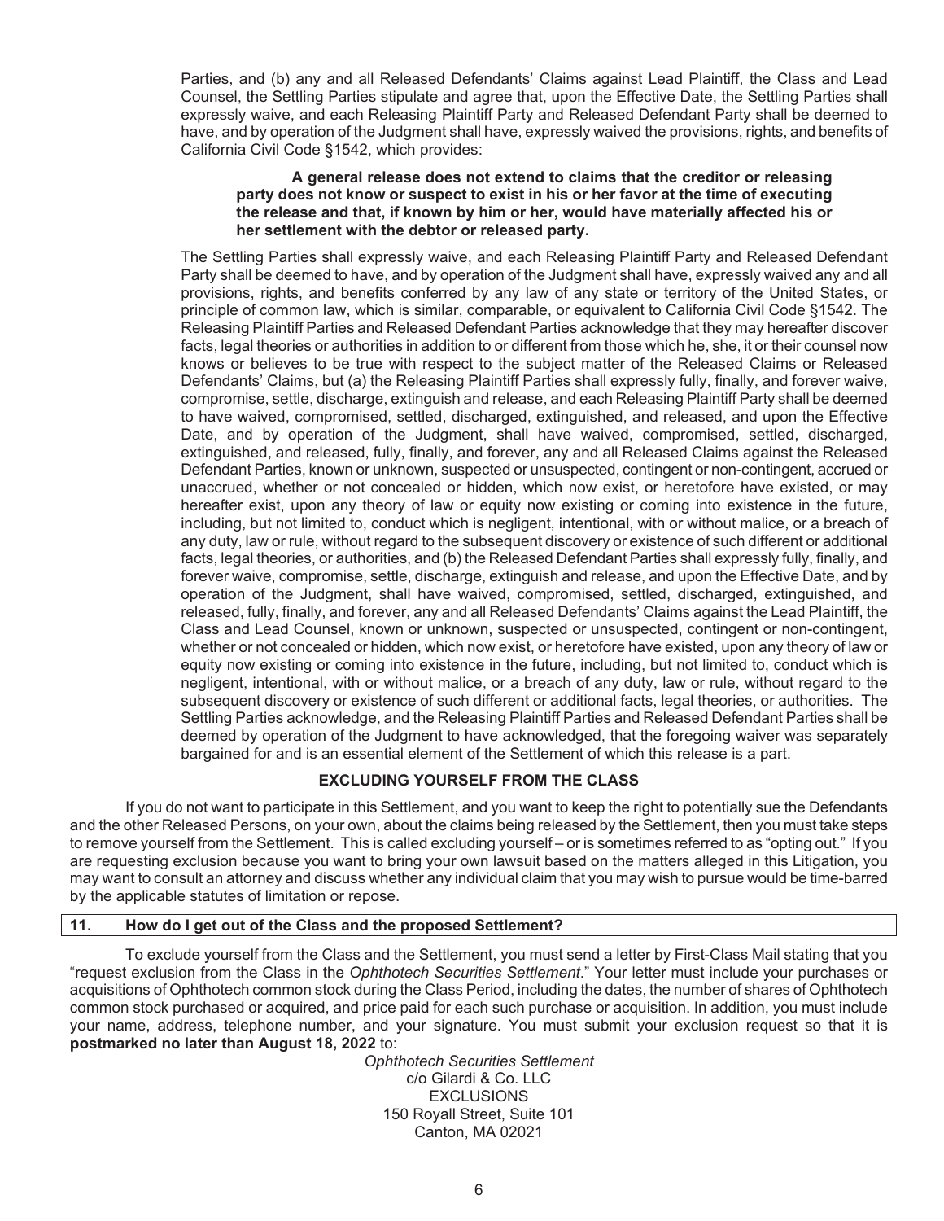Parties, and (b) any and all Released Defendants' Claims against Lead Plaintiff, the Class and Lead Counsel, the Settling Parties stipulate and agree that, upon the Effective Date, the Settling Parties shall expressly waive, and each Releasing Plaintiff Party and Released Defendant Party shall be deemed to have, and by operation of the Judgment shall have, expressly waived the provisions, rights, and benefits of California Civil Code §1542, which provides:

> **A general release does not extend to claims that the creditor or releasing party does not know or suspect to exist in his or her favor at the time of executing the release and that, if known by him or her, would have materially affected his or her settlement with the debtor or released party.**

The Settling Parties shall expressly waive, and each Releasing Plaintiff Party and Released Defendant Party shall be deemed to have, and by operation of the Judgment shall have, expressly waived any and all provisions, rights, and benefits conferred by any law of any state or territory of the United States, or principle of common law, which is similar, comparable, or equivalent to California Civil Code §1542. The Releasing Plaintiff Parties and Released Defendant Parties acknowledge that they may hereafter discover facts, legal theories or authorities in addition to or different from those which he, she, it or their counsel now knows or believes to be true with respect to the subject matter of the Released Claims or Released Defendants' Claims, but (a) the Releasing Plaintiff Parties shall expressly fully, finally, and forever waive, compromise, settle, discharge, extinguish and release, and each Releasing Plaintiff Party shall be deemed to have waived, compromised, settled, discharged, extinguished, and released, and upon the Effective Date, and by operation of the Judgment, shall have waived, compromised, settled, discharged, extinguished, and released, fully, finally, and forever, any and all Released Claims against the Released Defendant Parties, known or unknown, suspected or unsuspected, contingent or non-contingent, accrued or unaccrued, whether or not concealed or hidden, which now exist, or heretofore have existed, or may hereafter exist, upon any theory of law or equity now existing or coming into existence in the future, including, but not limited to, conduct which is negligent, intentional, with or without malice, or a breach of any duty, law or rule, without regard to the subsequent discovery or existence of such different or additional facts, legal theories, or authorities, and (b) the Released Defendant Parties shall expressly fully, finally, and forever waive, compromise, settle, discharge, extinguish and release, and upon the Effective Date, and by operation of the Judgment, shall have waived, compromised, settled, discharged, extinguished, and released, fully, finally, and forever, any and all Released Defendants' Claims against the Lead Plaintiff, the Class and Lead Counsel, known or unknown, suspected or unsuspected, contingent or non-contingent, whether or not concealed or hidden, which now exist, or heretofore have existed, upon any theory of law or equity now existing or coming into existence in the future, including, but not limited to, conduct which is negligent, intentional, with or without malice, or a breach of any duty, law or rule, without regard to the subsequent discovery or existence of such different or additional facts, legal theories, or authorities. The Settling Parties acknowledge, and the Releasing Plaintiff Parties and Released Defendant Parties shall be deemed by operation of the Judgment to have acknowledged, that the foregoing waiver was separately bargained for and is an essential element of the Settlement of which this release is a part.

## EXCLUDING YOURSELF FROM THE CLASS

If you do not want to participate in this Settlement, and you want to keep the right to potentially sue the Defendants and the other Released Persons, on your own, about the claims being released by the Settlement, then you must take steps to remove yourself from the Settlement. This is called excluding yourself – or is sometimes referred to as "opting out." If you are requesting exclusion because you want to bring your own lawsuit based on the matters alleged in this Litigation, you may want to consult an attorney and discuss whether any individual claim that you may wish to pursue would be time-barred by the applicable statutes of limitation or repose.

### 11. How do I get out of the Class and the proposed Settlement?

To exclude yourself from the Class and the Settlement, you must send a letter by First-Class Mail stating that you "request exclusion from the Class in the *Ophthotech Securities Settlement*." Your letter must include your purchases or acquisitions of Ophthotech common stock during the Class Period, including the dates, the number of shares of Ophthotech common stock purchased or acquired, and price paid for each such purchase or acquisition. In addition, you must include your name, address, telephone number, and your signature. You must submit your exclusion request so that it is **postmarked no later than August 18, 2022** to:

*Ophthotech Securities Settlement*
c/o Gilardi & Co. LLC
EXCLUSIONS
150 Royall Street, Suite 101
Canton, MA 02021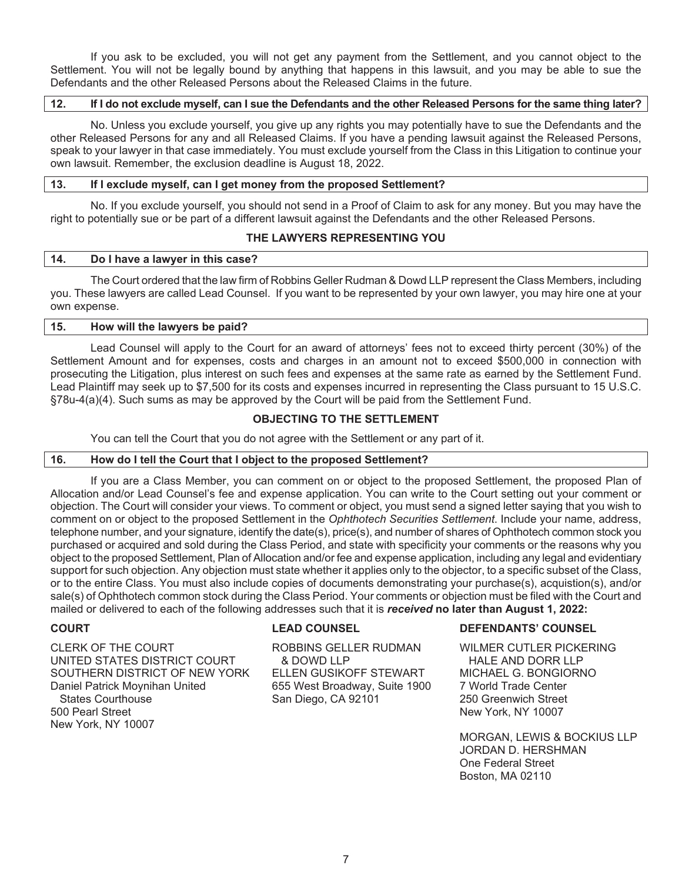If you ask to be excluded, you will not get any payment from the Settlement, and you cannot object to the Settlement. You will not be legally bound by anything that happens in this lawsuit, and you may be able to sue the Defendants and the other Released Persons about the Released Claims in the future.

### 12. If I do not exclude myself, can I sue the Defendants and the other Released Persons for the same thing later?

No. Unless you exclude yourself, you give up any rights you may potentially have to sue the Defendants and the other Released Persons for any and all Released Claims. If you have a pending lawsuit against the Released Persons, speak to your lawyer in that case immediately. You must exclude yourself from the Class in this Litigation to continue your own lawsuit. Remember, the exclusion deadline is August 18, 2022.

### 13. If I exclude myself, can I get money from the proposed Settlement?

No. If you exclude yourself, you should not send in a Proof of Claim to ask for any money. But you may have the right to potentially sue or be part of a different lawsuit against the Defendants and the other Released Persons.

## THE LAWYERS REPRESENTING YOU

### 14. Do I have a lawyer in this case?

The Court ordered that the law firm of Robbins Geller Rudman & Dowd LLP represent the Class Members, including you. These lawyers are called Lead Counsel. If you want to be represented by your own lawyer, you may hire one at your own expense.

### 15. How will the lawyers be paid?

Lead Counsel will apply to the Court for an award of attorneys' fees not to exceed thirty percent (30%) of the Settlement Amount and for expenses, costs and charges in an amount not to exceed $500,000 in connection with prosecuting the Litigation, plus interest on such fees and expenses at the same rate as earned by the Settlement Fund. Lead Plaintiff may seek up to $7,500 for its costs and expenses incurred in representing the Class pursuant to 15 U.S.C. §78u-4(a)(4). Such sums as may be approved by the Court will be paid from the Settlement Fund.

## OBJECTING TO THE SETTLEMENT

You can tell the Court that you do not agree with the Settlement or any part of it.

### 16. How do I tell the Court that I object to the proposed Settlement?

If you are a Class Member, you can comment on or object to the proposed Settlement, the proposed Plan of Allocation and/or Lead Counsel's fee and expense application. You can write to the Court setting out your comment or objection. The Court will consider your views. To comment or object, you must send a signed letter saying that you wish to comment on or object to the proposed Settlement in the *Ophthotech Securities Settlement*. Include your name, address, telephone number, and your signature, identify the date(s), price(s), and number of shares of Ophthotech common stock you purchased or acquired and sold during the Class Period, and state with specificity your comments or the reasons why you object to the proposed Settlement, Plan of Allocation and/or fee and expense application, including any legal and evidentiary support for such objection. Any objection must state whether it applies only to the objector, to a specific subset of the Class, or to the entire Class. You must also include copies of documents demonstrating your purchase(s), acquistion(s), and/or sale(s) of Ophthotech common stock during the Class Period. Your comments or objection must be filed with the Court and mailed or delivered to each of the following addresses such that it is ***received*** **no later than August 1, 2022:**

**COURT**

CLERK OF THE COURT
UNITED STATES DISTRICT COURT
SOUTHERN DISTRICT OF NEW YORK
Daniel Patrick Moynihan United States Courthouse
500 Pearl Street
New York, NY 10007

**LEAD COUNSEL**

ROBBINS GELLER RUDMAN & DOWD LLP
ELLEN GUSIKOFF STEWART
655 West Broadway, Suite 1900
San Diego, CA 92101

**DEFENDANTS' COUNSEL**

WILMER CUTLER PICKERING HALE AND DORR LLP
MICHAEL G. BONGIORNO
7 World Trade Center
250 Greenwich Street
New York, NY 10007

MORGAN, LEWIS & BOCKIUS LLP
JORDAN D. HERSHMAN
One Federal Street
Boston, MA 02110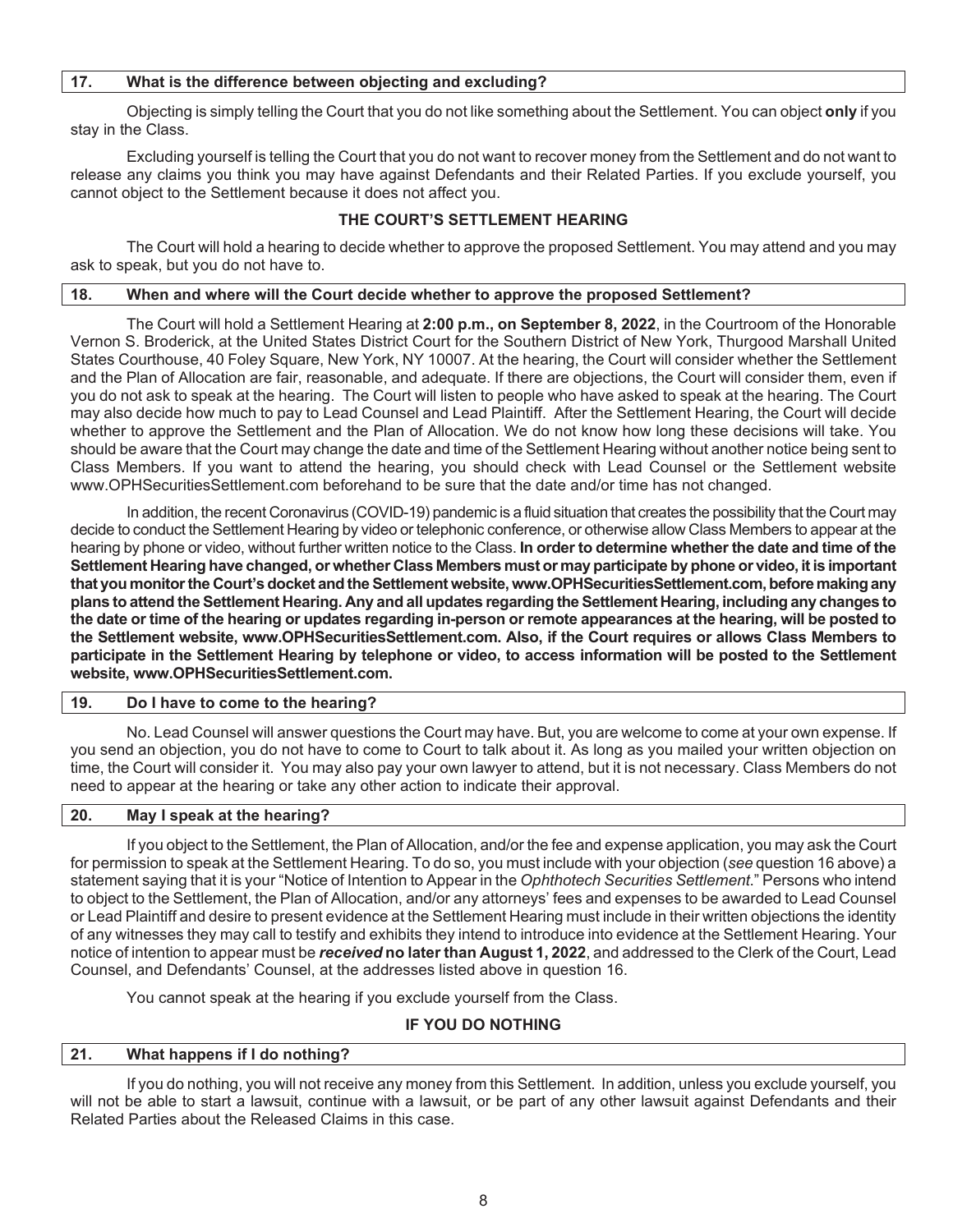### 17. What is the difference between objecting and excluding?

Objecting is simply telling the Court that you do not like something about the Settlement. You can object **only** if you stay in the Class.

Excluding yourself is telling the Court that you do not want to recover money from the Settlement and do not want to release any claims you think you may have against Defendants and their Related Parties. If you exclude yourself, you cannot object to the Settlement because it does not affect you.

## THE COURT'S SETTLEMENT HEARING

The Court will hold a hearing to decide whether to approve the proposed Settlement. You may attend and you may ask to speak, but you do not have to.

### 18. When and where will the Court decide whether to approve the proposed Settlement?

The Court will hold a Settlement Hearing at **2:00 p.m., on September 8, 2022**, in the Courtroom of the Honorable Vernon S. Broderick, at the United States District Court for the Southern District of New York, Thurgood Marshall United States Courthouse, 40 Foley Square, New York, NY 10007. At the hearing, the Court will consider whether the Settlement and the Plan of Allocation are fair, reasonable, and adequate. If there are objections, the Court will consider them, even if you do not ask to speak at the hearing. The Court will listen to people who have asked to speak at the hearing. The Court may also decide how much to pay to Lead Counsel and Lead Plaintiff. After the Settlement Hearing, the Court will decide whether to approve the Settlement and the Plan of Allocation. We do not know how long these decisions will take. You should be aware that the Court may change the date and time of the Settlement Hearing without another notice being sent to Class Members. If you want to attend the hearing, you should check with Lead Counsel or the Settlement website www.OPHSecuritiesSettlement.com beforehand to be sure that the date and/or time has not changed.

In addition, the recent Coronavirus (COVID-19) pandemic is a fluid situation that creates the possibility that the Court may decide to conduct the Settlement Hearing by video or telephonic conference, or otherwise allow Class Members to appear at the hearing by phone or video, without further written notice to the Class. **In order to determine whether the date and time of the Settlement Hearing have changed, or whether Class Members must or may participate by phone or video, it is important that you monitor the Court's docket and the Settlement website, www.OPHSecuritiesSettlement.com, before making any plans to attend the Settlement Hearing. Any and all updates regarding the Settlement Hearing, including any changes to the date or time of the hearing or updates regarding in-person or remote appearances at the hearing, will be posted to the Settlement website, www.OPHSecuritiesSettlement.com. Also, if the Court requires or allows Class Members to participate in the Settlement Hearing by telephone or video, to access information will be posted to the Settlement website, www.OPHSecuritiesSettlement.com.**

### 19. Do I have to come to the hearing?

No. Lead Counsel will answer questions the Court may have. But, you are welcome to come at your own expense. If you send an objection, you do not have to come to Court to talk about it. As long as you mailed your written objection on time, the Court will consider it. You may also pay your own lawyer to attend, but it is not necessary. Class Members do not need to appear at the hearing or take any other action to indicate their approval.

### 20. May I speak at the hearing?

If you object to the Settlement, the Plan of Allocation, and/or the fee and expense application, you may ask the Court for permission to speak at the Settlement Hearing. To do so, you must include with your objection (*see* question 16 above) a statement saying that it is your "Notice of Intention to Appear in the *Ophthotech Securities Settlement*." Persons who intend to object to the Settlement, the Plan of Allocation, and/or any attorneys' fees and expenses to be awarded to Lead Counsel or Lead Plaintiff and desire to present evidence at the Settlement Hearing must include in their written objections the identity of any witnesses they may call to testify and exhibits they intend to introduce into evidence at the Settlement Hearing. Your notice of intention to appear must be ***received*** **no later than August 1, 2022**, and addressed to the Clerk of the Court, Lead Counsel, and Defendants' Counsel, at the addresses listed above in question 16.

You cannot speak at the hearing if you exclude yourself from the Class.

## IF YOU DO NOTHING

### 21. What happens if I do nothing?

If you do nothing, you will not receive any money from this Settlement. In addition, unless you exclude yourself, you will not be able to start a lawsuit, continue with a lawsuit, or be part of any other lawsuit against Defendants and their Related Parties about the Released Claims in this case.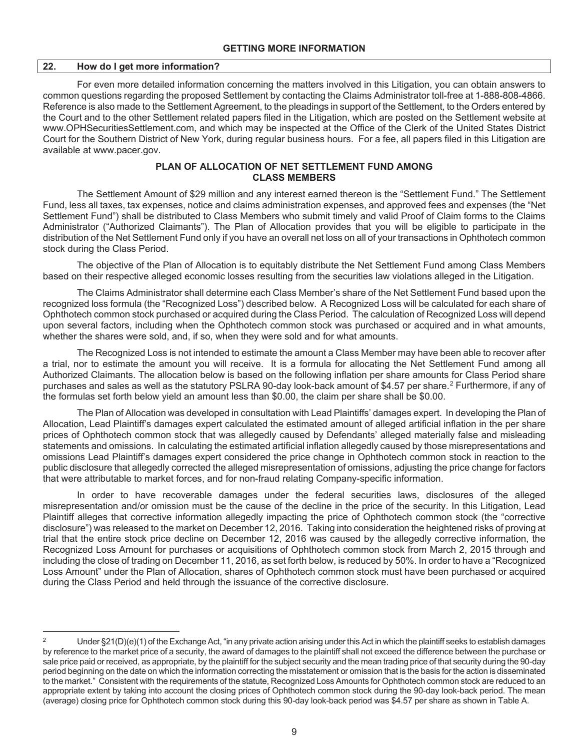## GETTING MORE INFORMATION

### 22. How do I get more information?

For even more detailed information concerning the matters involved in this Litigation, you can obtain answers to common questions regarding the proposed Settlement by contacting the Claims Administrator toll-free at 1-888-808-4866. Reference is also made to the Settlement Agreement, to the pleadings in support of the Settlement, to the Orders entered by the Court and to the other Settlement related papers filed in the Litigation, which are posted on the Settlement website at www.OPHSecuritiesSettlement.com, and which may be inspected at the Office of the Clerk of the United States District Court for the Southern District of New York, during regular business hours. For a fee, all papers filed in this Litigation are available at www.pacer.gov.

## PLAN OF ALLOCATION OF NET SETTLEMENT FUND AMONG CLASS MEMBERS

The Settlement Amount of $29 million and any interest earned thereon is the "Settlement Fund." The Settlement Fund, less all taxes, tax expenses, notice and claims administration expenses, and approved fees and expenses (the "Net Settlement Fund") shall be distributed to Class Members who submit timely and valid Proof of Claim forms to the Claims Administrator ("Authorized Claimants"). The Plan of Allocation provides that you will be eligible to participate in the distribution of the Net Settlement Fund only if you have an overall net loss on all of your transactions in Ophthotech common stock during the Class Period.

The objective of the Plan of Allocation is to equitably distribute the Net Settlement Fund among Class Members based on their respective alleged economic losses resulting from the securities law violations alleged in the Litigation.

The Claims Administrator shall determine each Class Member's share of the Net Settlement Fund based upon the recognized loss formula (the "Recognized Loss") described below. A Recognized Loss will be calculated for each share of Ophthotech common stock purchased or acquired during the Class Period. The calculation of Recognized Loss will depend upon several factors, including when the Ophthotech common stock was purchased or acquired and in what amounts, whether the shares were sold, and, if so, when they were sold and for what amounts.

The Recognized Loss is not intended to estimate the amount a Class Member may have been able to recover after a trial, nor to estimate the amount you will receive. It is a formula for allocating the Net Settlement Fund among all Authorized Claimants. The allocation below is based on the following inflation per share amounts for Class Period share purchases and sales as well as the statutory PSLRA 90-day look-back amount of $4.57 per share.[2] Furthermore, if any of the formulas set forth below yield an amount less than $0.00, the claim per share shall be $0.00.

The Plan of Allocation was developed in consultation with Lead Plaintiffs' damages expert. In developing the Plan of Allocation, Lead Plaintiff's damages expert calculated the estimated amount of alleged artificial inflation in the per share prices of Ophthotech common stock that was allegedly caused by Defendants' alleged materially false and misleading statements and omissions. In calculating the estimated artificial inflation allegedly caused by those misrepresentations and omissions Lead Plaintiff's damages expert considered the price change in Ophthotech common stock in reaction to the public disclosure that allegedly corrected the alleged misrepresentation of omissions, adjusting the price change for factors that were attributable to market forces, and for non-fraud relating Company-specific information.

In order to have recoverable damages under the federal securities laws, disclosures of the alleged misrepresentation and/or omission must be the cause of the decline in the price of the security. In this Litigation, Lead Plaintiff alleges that corrective information allegedly impacting the price of Ophthotech common stock (the "corrective disclosure") was released to the market on December 12, 2016. Taking into consideration the heightened risks of proving at trial that the entire stock price decline on December 12, 2016 was caused by the allegedly corrective information, the Recognized Loss Amount for purchases or acquisitions of Ophthotech common stock from March 2, 2015 through and including the close of trading on December 11, 2016, as set forth below, is reduced by 50%. In order to have a "Recognized Loss Amount" under the Plan of Allocation, shares of Ophthotech common stock must have been purchased or acquired during the Class Period and held through the issuance of the corrective disclosure.

---

[2] Under §21(D)(e)(1) of the Exchange Act, "in any private action arising under this Act in which the plaintiff seeks to establish damages by reference to the market price of a security, the award of damages to the plaintiff shall not exceed the difference between the purchase or sale price paid or received, as appropriate, by the plaintiff for the subject security and the mean trading price of that security during the 90-day period beginning on the date on which the information correcting the misstatement or omission that is the basis for the action is disseminated to the market." Consistent with the requirements of the statute, Recognized Loss Amounts for Ophthotech common stock are reduced to an appropriate extent by taking into account the closing prices of Ophthotech common stock during the 90-day look-back period. The mean (average) closing price for Ophthotech common stock during this 90-day look-back period was $4.57 per share as shown in Table A.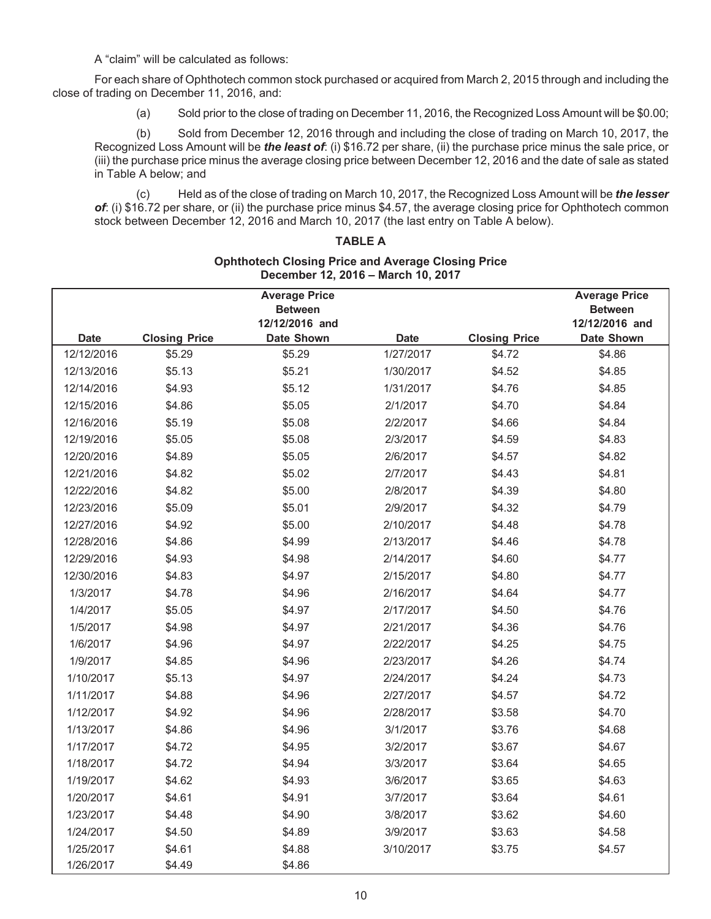A "claim" will be calculated as follows:

For each share of Ophthotech common stock purchased or acquired from March 2, 2015 through and including the close of trading on December 11, 2016, and:

(a) Sold prior to the close of trading on December 11, 2016, the Recognized Loss Amount will be $0.00;

(b) Sold from December 12, 2016 through and including the close of trading on March 10, 2017, the Recognized Loss Amount will be ***the least of***: (i) $16.72 per share, (ii) the purchase price minus the sale price, or (iii) the purchase price minus the average closing price between December 12, 2016 and the date of sale as stated in Table A below; and

(c) Held as of the close of trading on March 10, 2017, the Recognized Loss Amount will be ***the lesser of***: (i) $16.72 per share, or (ii) the purchase price minus $4.57, the average closing price for Ophthotech common stock between December 12, 2016 and March 10, 2017 (the last entry on Table A below).

**TABLE A**

**Ophthotech Closing Price and Average Closing Price December 12, 2016 – March 10, 2017**

| Date | Closing Price | Average Price Between 12/12/2016 and Date Shown | Date | Closing Price | Average Price Between 12/12/2016 and Date Shown |
|---|---|---|---|---|---|
| 12/12/2016 | $5.29 | $5.29 | 1/27/2017 | $4.72 | $4.86 |
| 12/13/2016 | $5.13 | $5.21 | 1/30/2017 | $4.52 | $4.85 |
| 12/14/2016 | $4.93 | $5.12 | 1/31/2017 | $4.76 | $4.85 |
| 12/15/2016 | $4.86 | $5.05 | 2/1/2017 | $4.70 | $4.84 |
| 12/16/2016 | $5.19 | $5.08 | 2/2/2017 | $4.66 | $4.84 |
| 12/19/2016 | $5.05 | $5.08 | 2/3/2017 | $4.59 | $4.83 |
| 12/20/2016 | $4.89 | $5.05 | 2/6/2017 | $4.57 | $4.82 |
| 12/21/2016 | $4.82 | $5.02 | 2/7/2017 | $4.43 | $4.81 |
| 12/22/2016 | $4.82 | $5.00 | 2/8/2017 | $4.39 | $4.80 |
| 12/23/2016 | $5.09 | $5.01 | 2/9/2017 | $4.32 | $4.79 |
| 12/27/2016 | $4.92 | $5.00 | 2/10/2017 | $4.48 | $4.78 |
| 12/28/2016 | $4.86 | $4.99 | 2/13/2017 | $4.46 | $4.78 |
| 12/29/2016 | $4.93 | $4.98 | 2/14/2017 | $4.60 | $4.77 |
| 12/30/2016 | $4.83 | $4.97 | 2/15/2017 | $4.80 | $4.77 |
| 1/3/2017 | $4.78 | $4.96 | 2/16/2017 | $4.64 | $4.77 |
| 1/4/2017 | $5.05 | $4.97 | 2/17/2017 | $4.50 | $4.76 |
| 1/5/2017 | $4.98 | $4.97 | 2/21/2017 | $4.36 | $4.76 |
| 1/6/2017 | $4.96 | $4.97 | 2/22/2017 | $4.25 | $4.75 |
| 1/9/2017 | $4.85 | $4.96 | 2/23/2017 | $4.26 | $4.74 |
| 1/10/2017 | $5.13 | $4.97 | 2/24/2017 | $4.24 | $4.73 |
| 1/11/2017 | $4.88 | $4.96 | 2/27/2017 | $4.57 | $4.72 |
| 1/12/2017 | $4.92 | $4.96 | 2/28/2017 | $3.58 | $4.70 |
| 1/13/2017 | $4.86 | $4.96 | 3/1/2017 | $3.76 | $4.68 |
| 1/17/2017 | $4.72 | $4.95 | 3/2/2017 | $3.67 | $4.67 |
| 1/18/2017 | $4.72 | $4.94 | 3/3/2017 | $3.64 | $4.65 |
| 1/19/2017 | $4.62 | $4.93 | 3/6/2017 | $3.65 | $4.63 |
| 1/20/2017 | $4.61 | $4.91 | 3/7/2017 | $3.64 | $4.61 |
| 1/23/2017 | $4.48 | $4.90 | 3/8/2017 | $3.62 | $4.60 |
| 1/24/2017 | $4.50 | $4.89 | 3/9/2017 | $3.63 | $4.58 |
| 1/25/2017 | $4.61 | $4.88 | 3/10/2017 | $3.75 | $4.57 |
| 1/26/2017 | $4.49 | $4.86 | | | |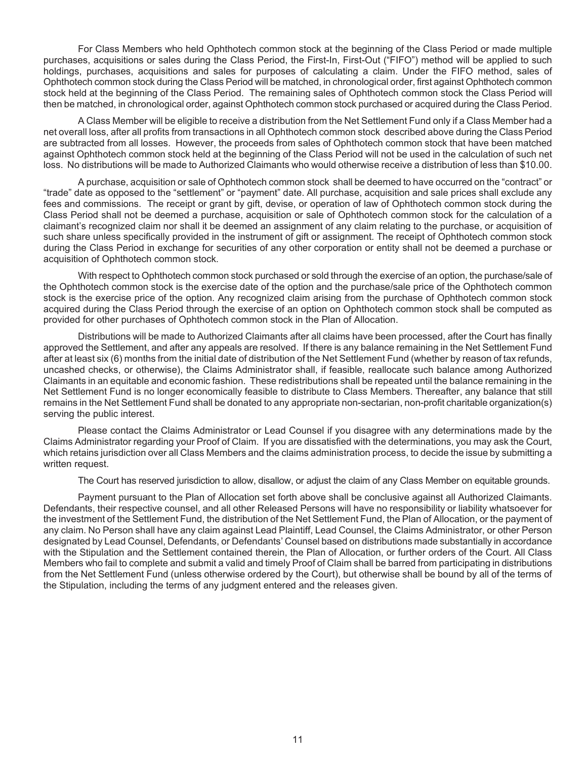For Class Members who held Ophthotech common stock at the beginning of the Class Period or made multiple purchases, acquisitions or sales during the Class Period, the First-In, First-Out ("FIFO") method will be applied to such holdings, purchases, acquisitions and sales for purposes of calculating a claim. Under the FIFO method, sales of Ophthotech common stock during the Class Period will be matched, in chronological order, first against Ophthotech common stock held at the beginning of the Class Period. The remaining sales of Ophthotech common stock the Class Period will then be matched, in chronological order, against Ophthotech common stock purchased or acquired during the Class Period.

A Class Member will be eligible to receive a distribution from the Net Settlement Fund only if a Class Member had a net overall loss, after all profits from transactions in all Ophthotech common stock described above during the Class Period are subtracted from all losses. However, the proceeds from sales of Ophthotech common stock that have been matched against Ophthotech common stock held at the beginning of the Class Period will not be used in the calculation of such net loss. No distributions will be made to Authorized Claimants who would otherwise receive a distribution of less than $10.00.

A purchase, acquisition or sale of Ophthotech common stock shall be deemed to have occurred on the "contract" or "trade" date as opposed to the "settlement" or "payment" date. All purchase, acquisition and sale prices shall exclude any fees and commissions. The receipt or grant by gift, devise, or operation of law of Ophthotech common stock during the Class Period shall not be deemed a purchase, acquisition or sale of Ophthotech common stock for the calculation of a claimant's recognized claim nor shall it be deemed an assignment of any claim relating to the purchase, or acquisition of such share unless specifically provided in the instrument of gift or assignment. The receipt of Ophthotech common stock during the Class Period in exchange for securities of any other corporation or entity shall not be deemed a purchase or acquisition of Ophthotech common stock.

With respect to Ophthotech common stock purchased or sold through the exercise of an option, the purchase/sale of the Ophthotech common stock is the exercise date of the option and the purchase/sale price of the Ophthotech common stock is the exercise price of the option. Any recognized claim arising from the purchase of Ophthotech common stock acquired during the Class Period through the exercise of an option on Ophthotech common stock shall be computed as provided for other purchases of Ophthotech common stock in the Plan of Allocation.

Distributions will be made to Authorized Claimants after all claims have been processed, after the Court has finally approved the Settlement, and after any appeals are resolved. If there is any balance remaining in the Net Settlement Fund after at least six (6) months from the initial date of distribution of the Net Settlement Fund (whether by reason of tax refunds, uncashed checks, or otherwise), the Claims Administrator shall, if feasible, reallocate such balance among Authorized Claimants in an equitable and economic fashion. These redistributions shall be repeated until the balance remaining in the Net Settlement Fund is no longer economically feasible to distribute to Class Members. Thereafter, any balance that still remains in the Net Settlement Fund shall be donated to any appropriate non-sectarian, non-profit charitable organization(s) serving the public interest.

Please contact the Claims Administrator or Lead Counsel if you disagree with any determinations made by the Claims Administrator regarding your Proof of Claim. If you are dissatisfied with the determinations, you may ask the Court, which retains jurisdiction over all Class Members and the claims administration process, to decide the issue by submitting a written request.

The Court has reserved jurisdiction to allow, disallow, or adjust the claim of any Class Member on equitable grounds.

Payment pursuant to the Plan of Allocation set forth above shall be conclusive against all Authorized Claimants. Defendants, their respective counsel, and all other Released Persons will have no responsibility or liability whatsoever for the investment of the Settlement Fund, the distribution of the Net Settlement Fund, the Plan of Allocation, or the payment of any claim. No Person shall have any claim against Lead Plaintiff, Lead Counsel, the Claims Administrator, or other Person designated by Lead Counsel, Defendants, or Defendants' Counsel based on distributions made substantially in accordance with the Stipulation and the Settlement contained therein, the Plan of Allocation, or further orders of the Court. All Class Members who fail to complete and submit a valid and timely Proof of Claim shall be barred from participating in distributions from the Net Settlement Fund (unless otherwise ordered by the Court), but otherwise shall be bound by all of the terms of the Stipulation, including the terms of any judgment entered and the releases given.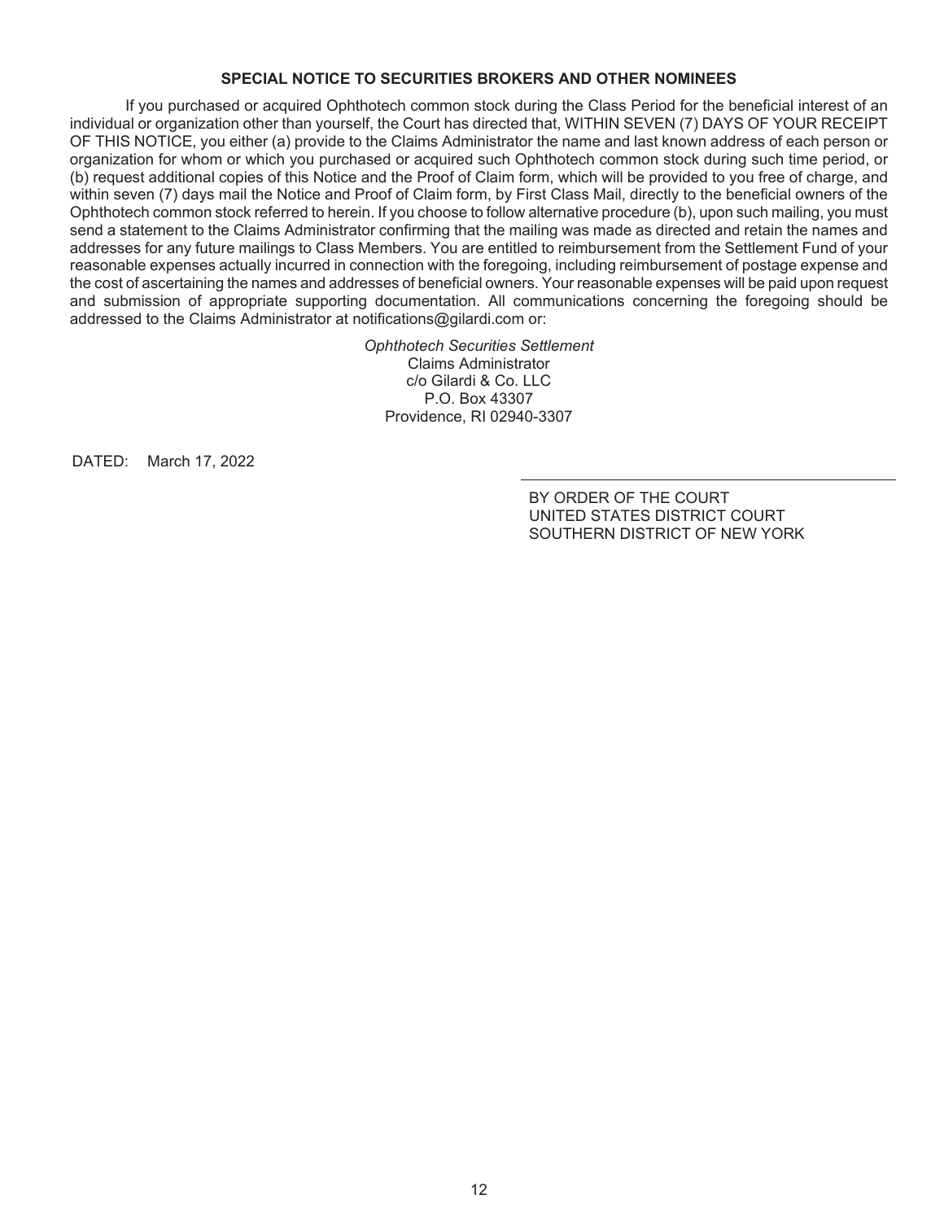## SPECIAL NOTICE TO SECURITIES BROKERS AND OTHER NOMINEES

If you purchased or acquired Ophthotech common stock during the Class Period for the beneficial interest of an individual or organization other than yourself, the Court has directed that, WITHIN SEVEN (7) DAYS OF YOUR RECEIPT OF THIS NOTICE, you either (a) provide to the Claims Administrator the name and last known address of each person or organization for whom or which you purchased or acquired such Ophthotech common stock during such time period, or (b) request additional copies of this Notice and the Proof of Claim form, which will be provided to you free of charge, and within seven (7) days mail the Notice and Proof of Claim form, by First Class Mail, directly to the beneficial owners of the Ophthotech common stock referred to herein. If you choose to follow alternative procedure (b), upon such mailing, you must send a statement to the Claims Administrator confirming that the mailing was made as directed and retain the names and addresses for any future mailings to Class Members. You are entitled to reimbursement from the Settlement Fund of your reasonable expenses actually incurred in connection with the foregoing, including reimbursement of postage expense and the cost of ascertaining the names and addresses of beneficial owners. Your reasonable expenses will be paid upon request and submission of appropriate supporting documentation. All communications concerning the foregoing should be addressed to the Claims Administrator at notifications@gilardi.com or:

*Ophthotech Securities Settlement*
Claims Administrator
c/o Gilardi & Co. LLC
P.O. Box 43307
Providence, RI 02940-3307

DATED: March 17, 2022

BY ORDER OF THE COURT
UNITED STATES DISTRICT COURT
SOUTHERN DISTRICT OF NEW YORK